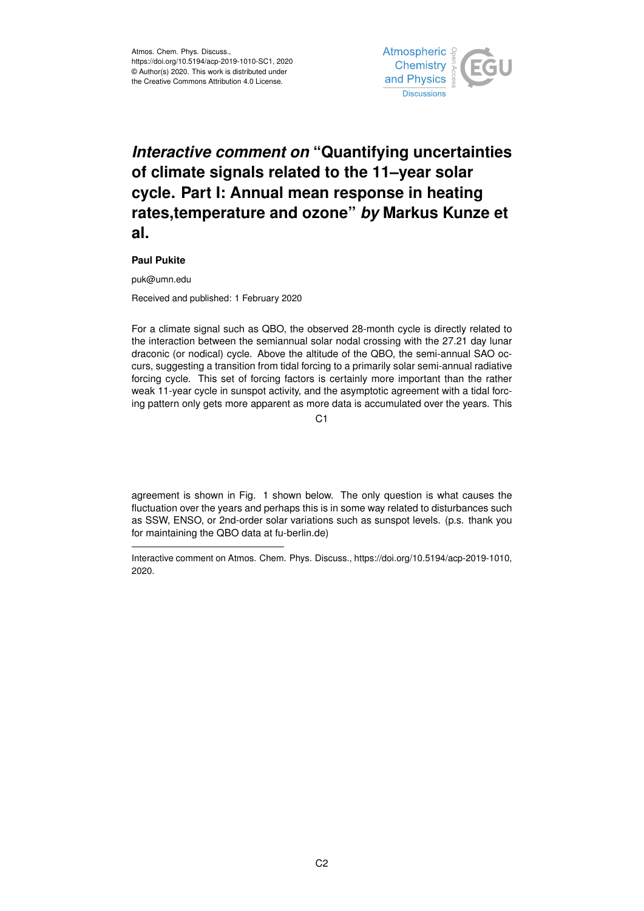# *Interactive comment on* "Quantifying uncertainties of climate signals related to the 11–year solar cycle. Part I: Annual mean response in heating rates,temperature and ozone" *by* Markus Kunze et al.

**Paul Pukite**

puk@umn.edu

Received and published: 1 February 2020

For a climate signal such as QBO, the observed 28-month cycle is directly related to the interaction between the semiannual solar nodal crossing with the 27.21 day lunar draconic (or nodical) cycle. Above the altitude of the QBO, the semi-annual SAO occurs, suggesting a transition from tidal forcing to a primarily solar semi-annual radiative forcing cycle. This set of forcing factors is certainly more important than the rather weak 11-year cycle in sunspot activity, and the asymptotic agreement with a tidal forcing pattern only gets more apparent as more data is accumulated over the years. This agreement is shown in Fig. 1 shown below. The only question is what causes the fluctuation over the years and perhaps this is in some way related to disturbances such as SSW, ENSO, or 2nd-order solar variations such as sunspot levels. (p.s. thank you for maintaining the QBO data at fu-berlin.de)

---

Interactive comment on Atmos. Chem. Phys. Discuss., https://doi.org/10.5194/acp-2019-1010, 2020.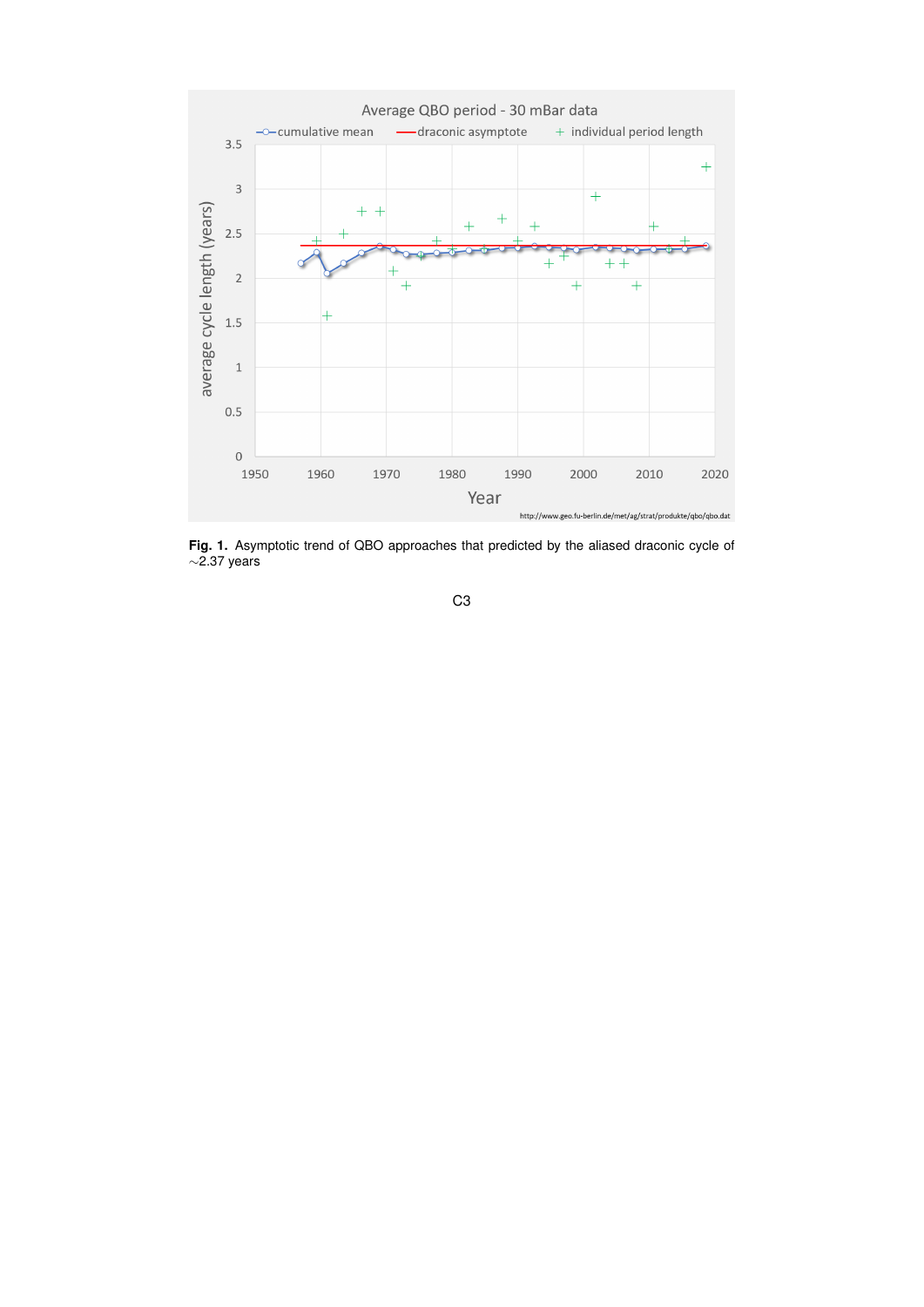Average QBO period - 30 mBar data

cumulative mean

draconic asymptote

individual period length

average cycle length (years)

3.5

3

2.5

2

1.5

1

0.5

0

1950

1960

1970

1980

1990

2000

2010

2020

Year

http://www.geo.fu-berlin.de/met/ag/strat/produkte/qbo/qbo.dat

**Fig. 1.** Asymptotic trend of QBO approaches that predicted by the aliased draconic cycle of ∼2.37 years